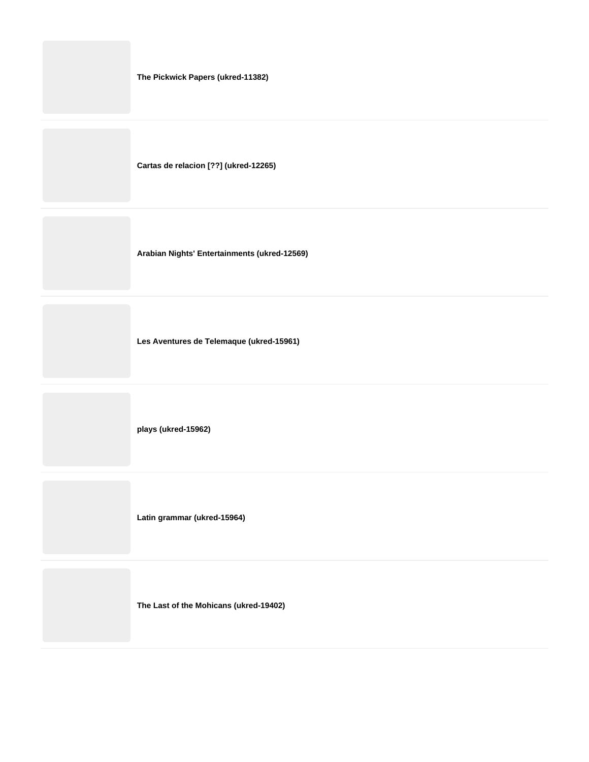**The Pickwick Papers (ukred-11382)**

**Cartas de relacion [??] (ukred-12265)**

**Arabian Nights' Entertainments (ukred-12569)**

**Les Aventures de Telemaque (ukred-15961)**

**plays (ukred-15962)**

**Latin grammar (ukred-15964)**

**The Last of the Mohicans (ukred-19402)**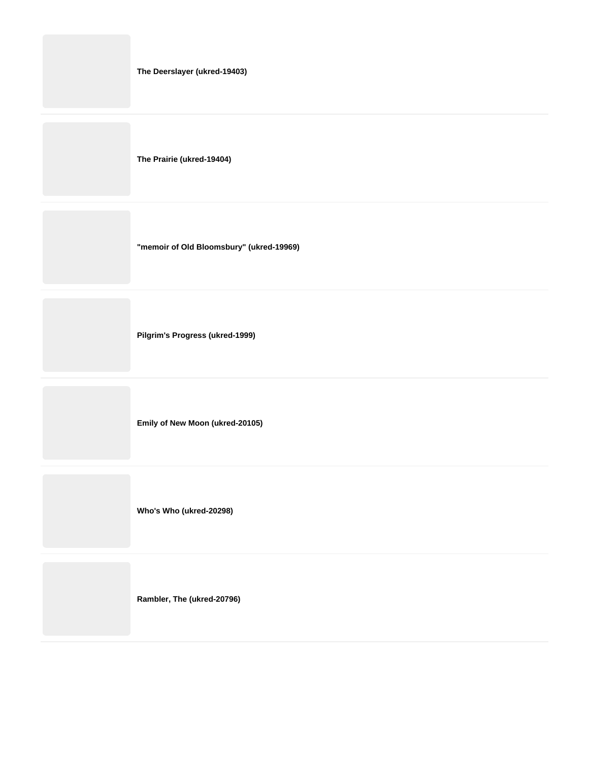**The Deerslayer (ukred-19403)**

---

**The Prairie (ukred-19404)**

---

**"memoir of Old Bloomsbury" (ukred-19969)**

---

**Pilgrim's Progress (ukred-1999)**

---

**Emily of New Moon (ukred-20105)**

---

**Who's Who (ukred-20298)**

---

**Rambler, The (ukred-20796)**

---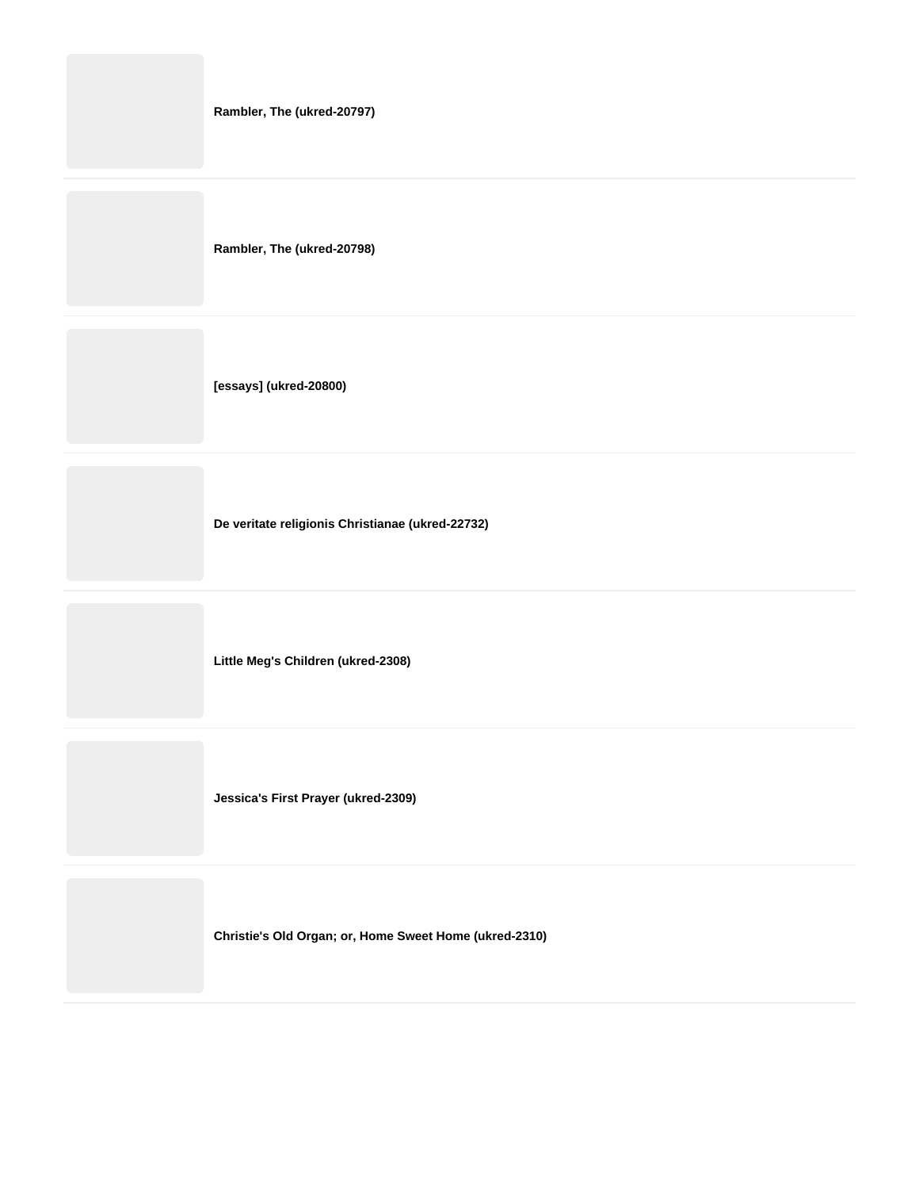**Rambler, The (ukred-20797)**

**Rambler, The (ukred-20798)**

**[essays] (ukred-20800)**

**De veritate religionis Christianae (ukred-22732)**

**Little Meg's Children (ukred-2308)**

**Jessica's First Prayer (ukred-2309)**

**Christie's Old Organ; or, Home Sweet Home (ukred-2310)**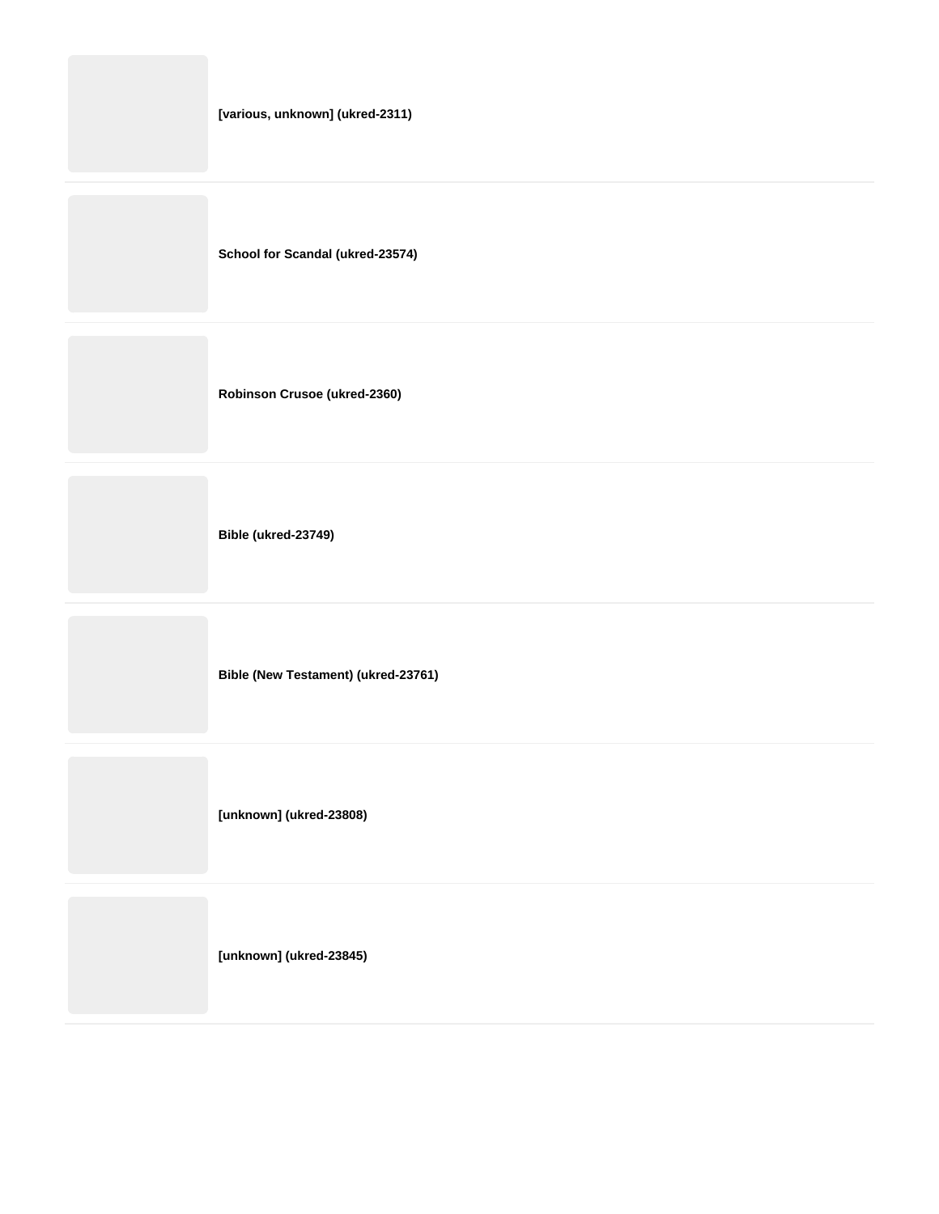**[various, unknown] (ukred-2311)**

**School for Scandal (ukred-23574)**

**Robinson Crusoe (ukred-2360)**

**Bible (ukred-23749)**

**Bible (New Testament) (ukred-23761)**

**[unknown] (ukred-23808)**

**[unknown] (ukred-23845)**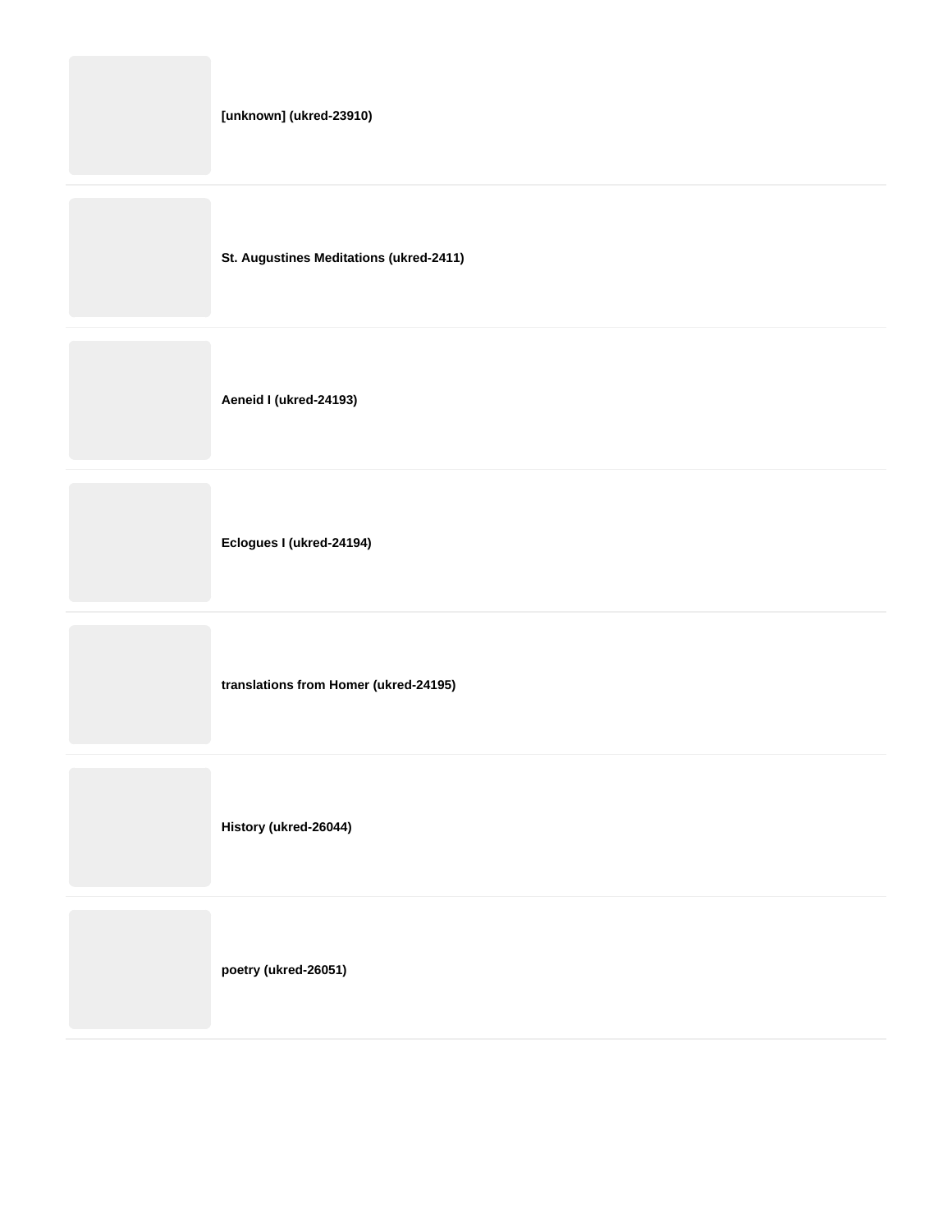**[unknown] (ukred-23910)**

**St. Augustines Meditations (ukred-2411)**

**Aeneid I (ukred-24193)**

**Eclogues I (ukred-24194)**

**translations from Homer (ukred-24195)**

**History (ukred-26044)**

**poetry (ukred-26051)**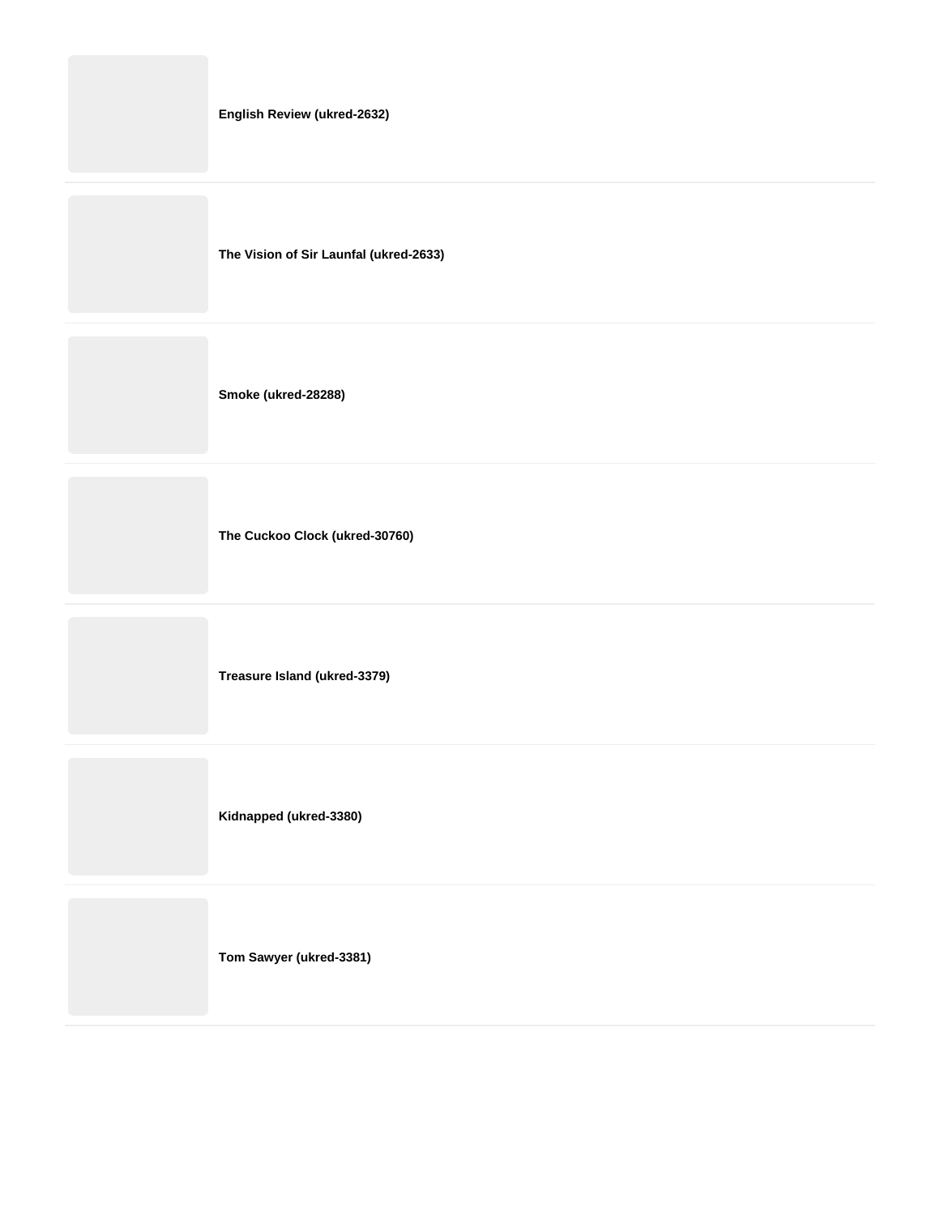**English Review (ukred-2632)**

---

**The Vision of Sir Launfal (ukred-2633)**

---

**Smoke (ukred-28288)**

---

**The Cuckoo Clock (ukred-30760)**

---

**Treasure Island (ukred-3379)**

---

**Kidnapped (ukred-3380)**

---

**Tom Sawyer (ukred-3381)**

---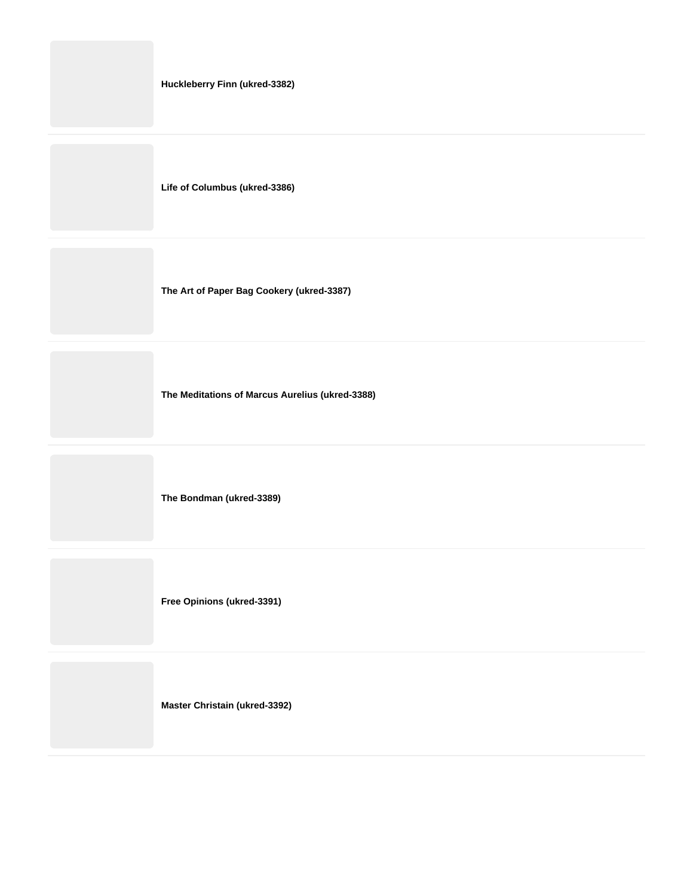**Huckleberry Finn (ukred-3382)**

**Life of Columbus (ukred-3386)**

**The Art of Paper Bag Cookery (ukred-3387)**

**The Meditations of Marcus Aurelius (ukred-3388)**

**The Bondman (ukred-3389)**

**Free Opinions (ukred-3391)**

**Master Christain (ukred-3392)**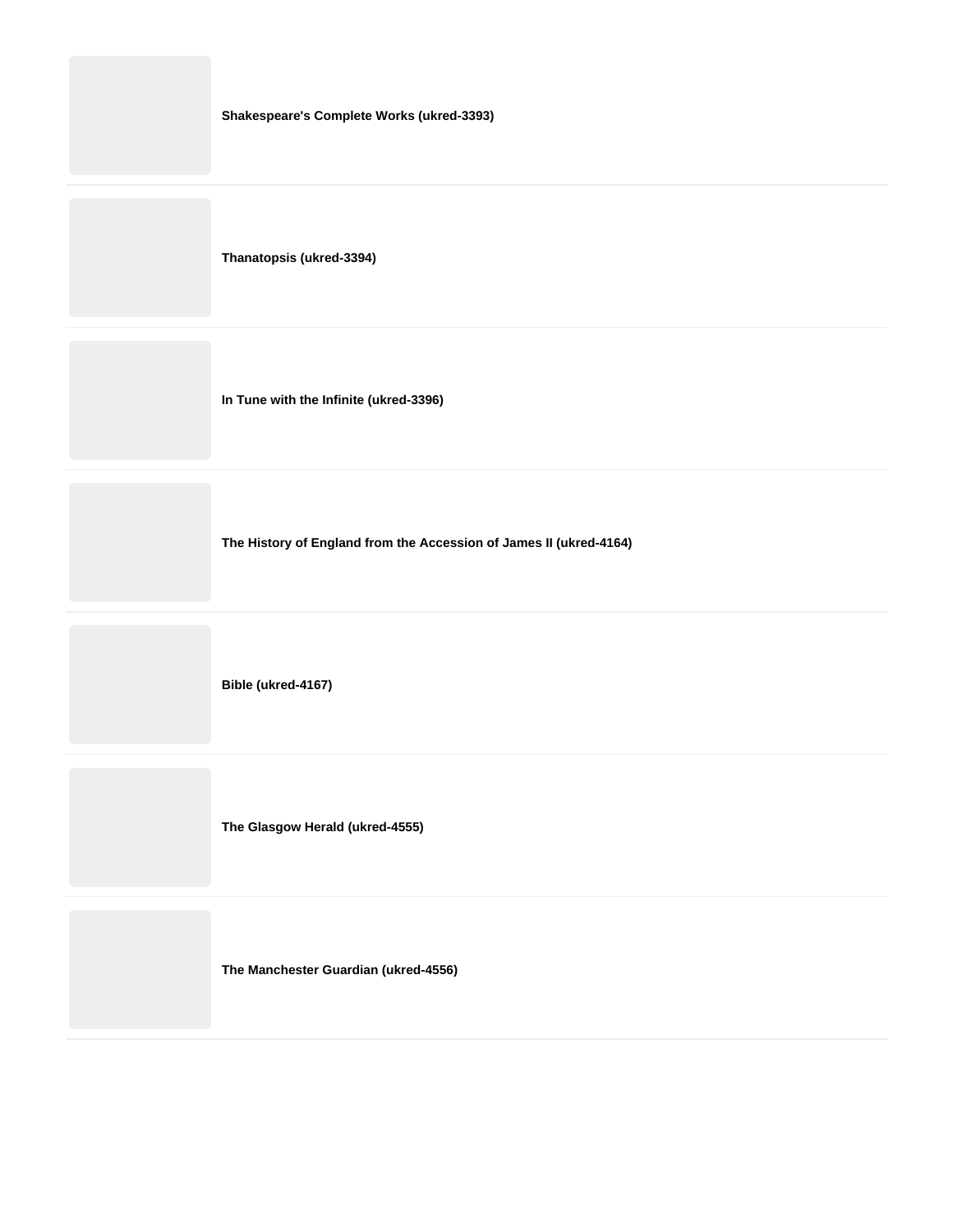**Shakespeare's Complete Works (ukred-3393)**

**Thanatopsis (ukred-3394)**

**In Tune with the Infinite (ukred-3396)**

**The History of England from the Accession of James II (ukred-4164)**

**Bible (ukred-4167)**

**The Glasgow Herald (ukred-4555)**

**The Manchester Guardian (ukred-4556)**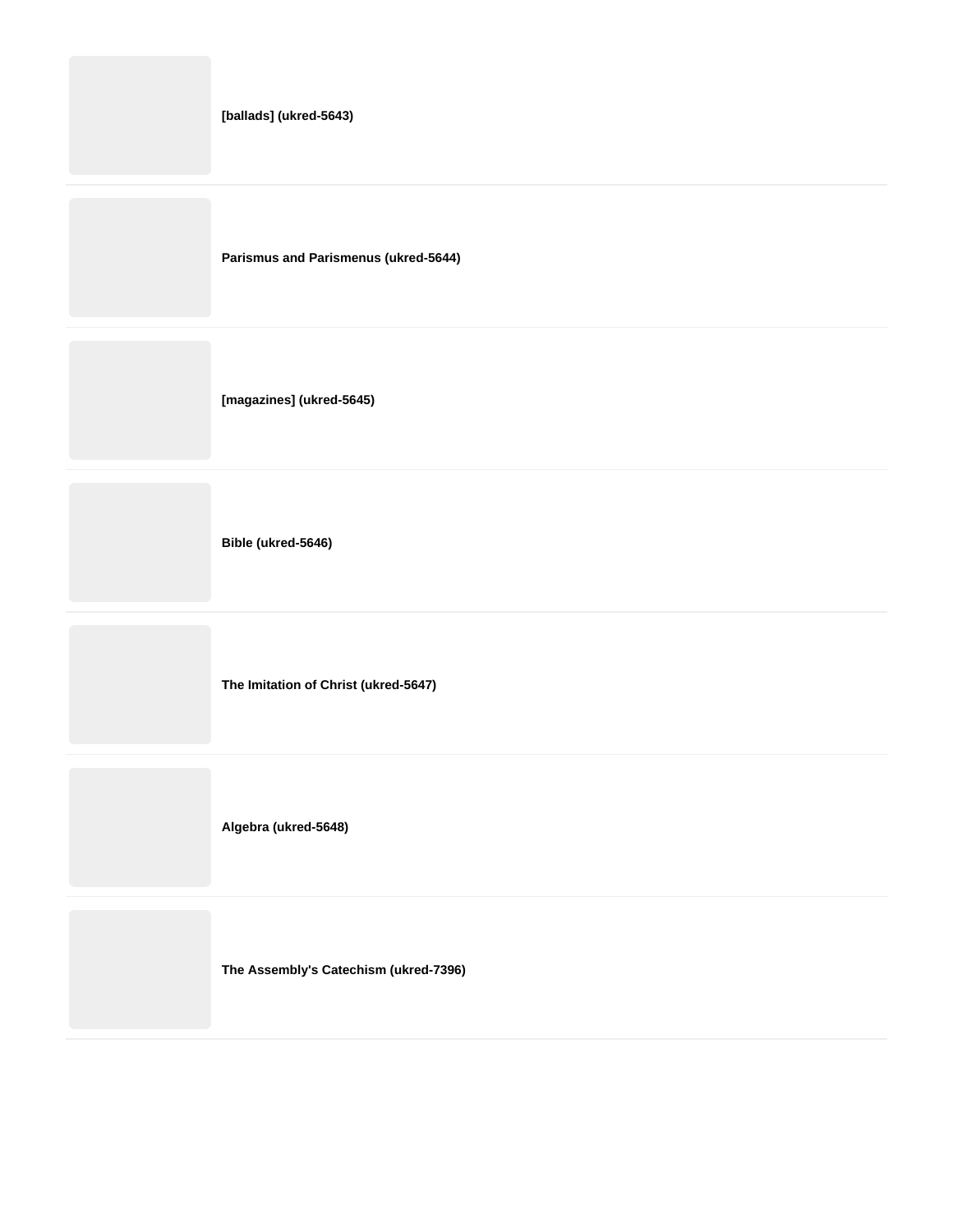**[ballads] (ukred-5643)**

---

**Parismus and Parismenus (ukred-5644)**

---

**[magazines] (ukred-5645)**

---

**Bible (ukred-5646)**

---

**The Imitation of Christ (ukred-5647)**

---

**Algebra (ukred-5648)**

---

**The Assembly's Catechism (ukred-7396)**

---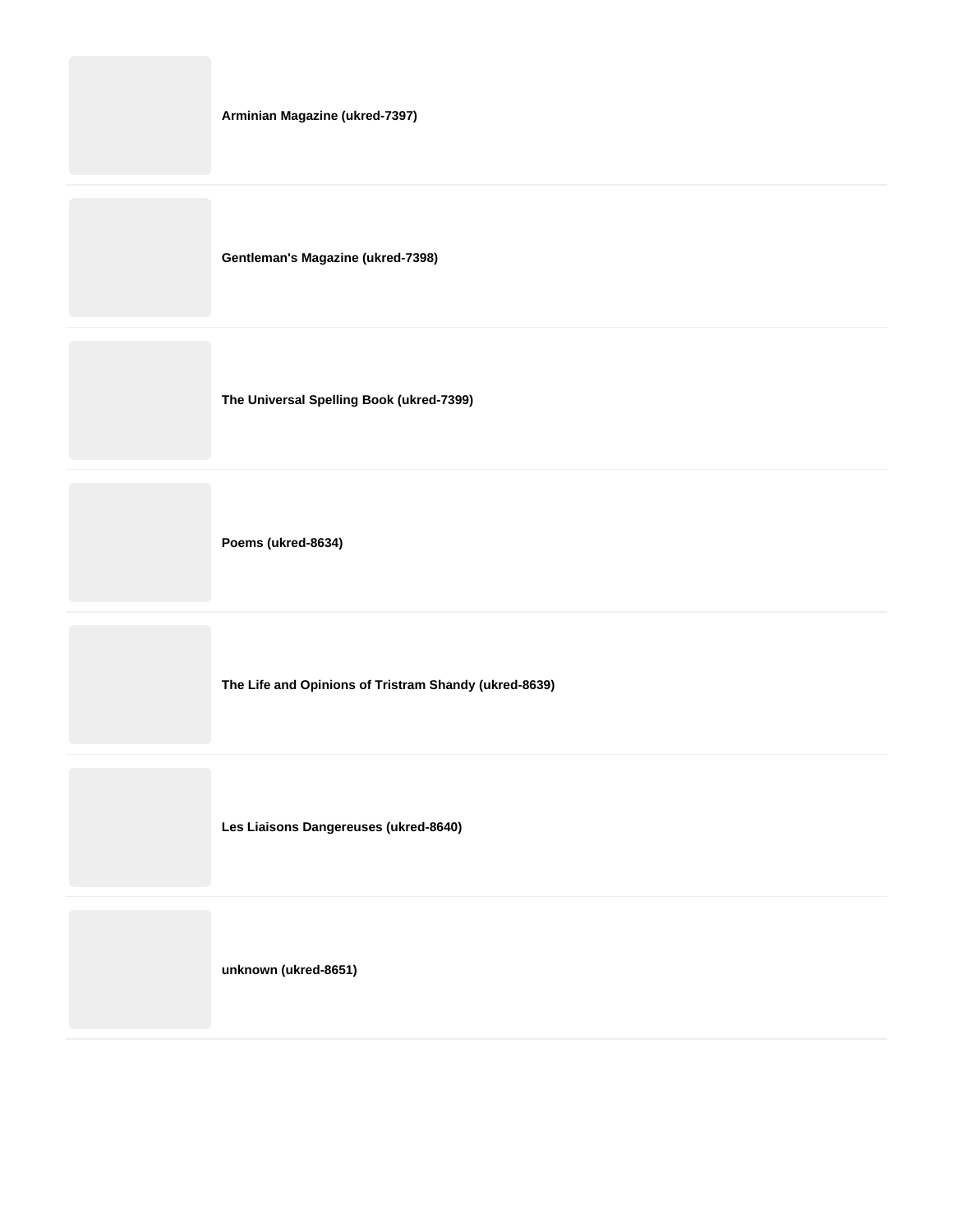**Arminian Magazine (ukred-7397)**

---

**Gentleman's Magazine (ukred-7398)**

---

**The Universal Spelling Book (ukred-7399)**

---

**Poems (ukred-8634)**

---

**The Life and Opinions of Tristram Shandy (ukred-8639)**

---

**Les Liaisons Dangereuses (ukred-8640)**

---

**unknown (ukred-8651)**

---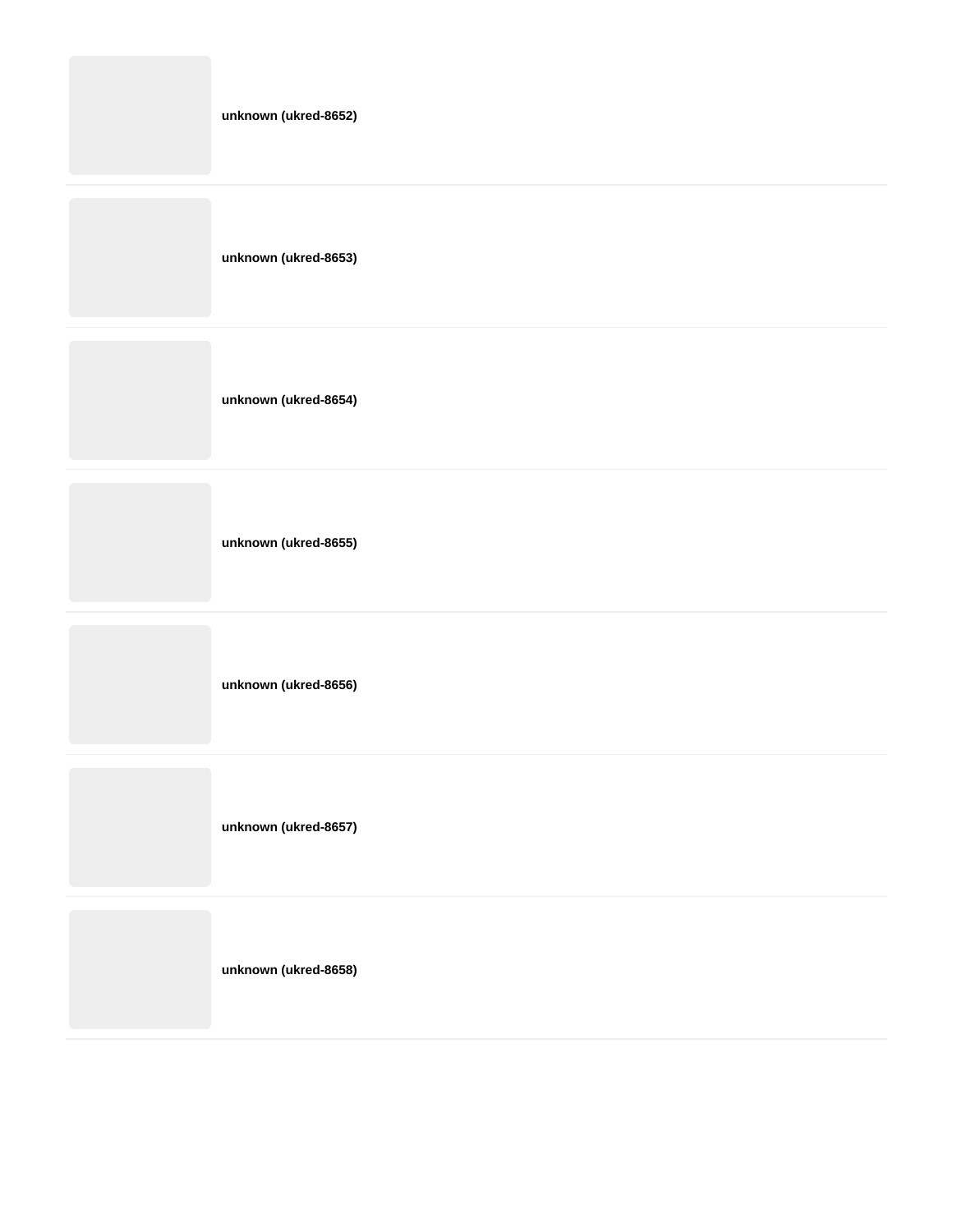**unknown (ukred-8652)**

**unknown (ukred-8653)**

**unknown (ukred-8654)**

**unknown (ukred-8655)**

**unknown (ukred-8656)**

**unknown (ukred-8657)**

**unknown (ukred-8658)**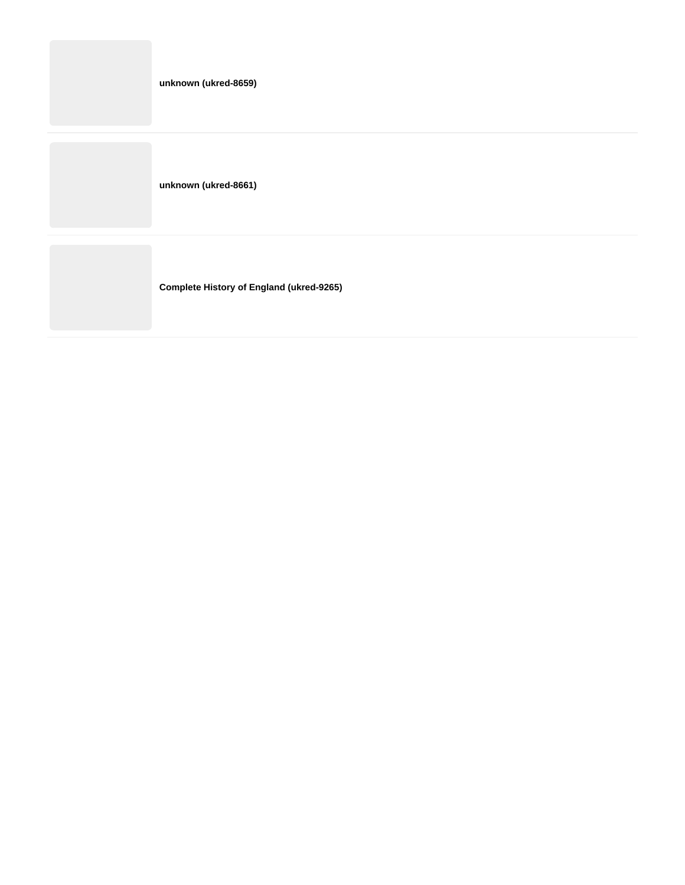**unknown (ukred-8659)**

**unknown (ukred-8661)**

**Complete History of England (ukred-9265)**